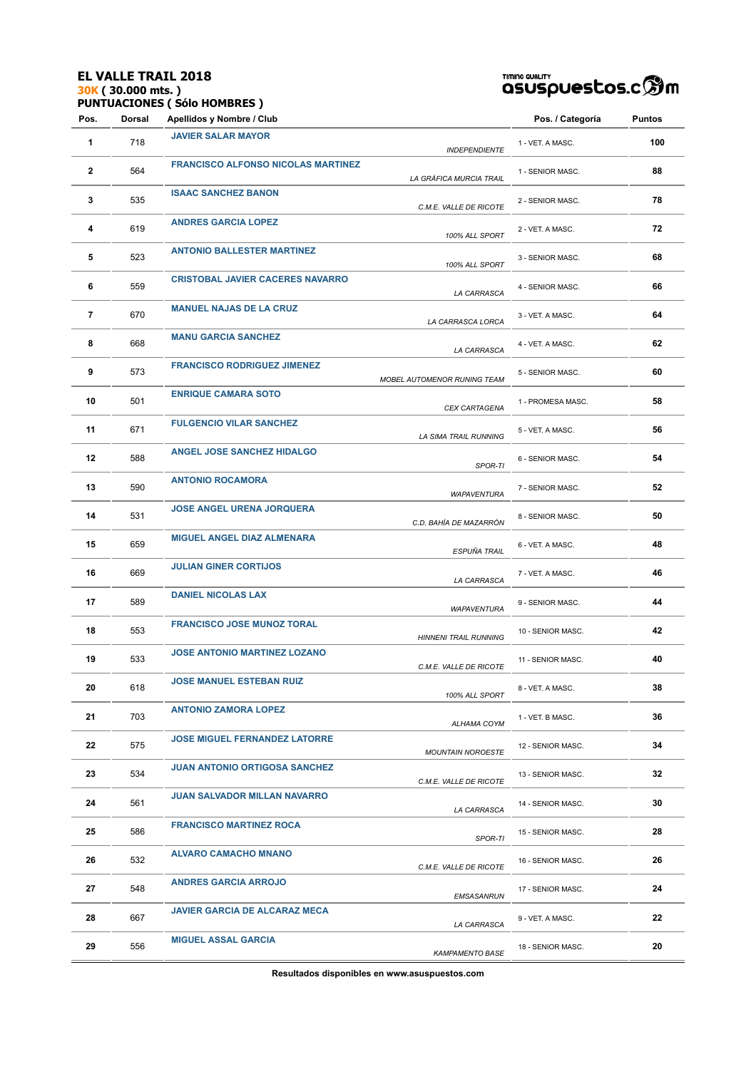# EL VALLE TRAIL 2018

**30K ( 30.000 mts. )**

**PUNTUACIONES ( Sólo HOMBRES )**

TIMING QUALITY asuspuestos.com

| Pos. | Dorsal | Apellidos y Nombre / Club | | Pos. / Categoría | Puntos |
|---|---|---|---|---|---|
| 1 | 718 | JAVIER SALAR MAYOR | *INDEPENDIENTE* | 1 - VET. A MASC. | 100 |
| 2 | 564 | FRANCISCO ALFONSO NICOLAS MARTINEZ | *LA GRÁFICA MURCIA TRAIL* | 1 - SENIOR MASC. | 88 |
| 3 | 535 | ISAAC SANCHEZ BANON | *C.M.E. VALLE DE RICOTE* | 2 - SENIOR MASC. | 78 |
| 4 | 619 | ANDRES GARCIA LOPEZ | *100% ALL SPORT* | 2 - VET. A MASC. | 72 |
| 5 | 523 | ANTONIO BALLESTER MARTINEZ | *100% ALL SPORT* | 3 - SENIOR MASC. | 68 |
| 6 | 559 | CRISTOBAL JAVIER CACERES NAVARRO | *LA CARRASCA* | 4 - SENIOR MASC. | 66 |
| 7 | 670 | MANUEL NAJAS DE LA CRUZ | *LA CARRASCA LORCA* | 3 - VET. A MASC. | 64 |
| 8 | 668 | MANU GARCIA SANCHEZ | *LA CARRASCA* | 4 - VET. A MASC. | 62 |
| 9 | 573 | FRANCISCO RODRIGUEZ JIMENEZ | *MOBEL AUTOMENOR RUNING TEAM* | 5 - SENIOR MASC. | 60 |
| 10 | 501 | ENRIQUE CAMARA SOTO | *CEX CARTAGENA* | 1 - PROMESA MASC. | 58 |
| 11 | 671 | FULGENCIO VILAR SANCHEZ | *LA SIMA TRAIL RUNNING* | 5 - VET. A MASC. | 56 |
| 12 | 588 | ANGEL JOSE SANCHEZ HIDALGO | *SPOR-TI* | 6 - SENIOR MASC. | 54 |
| 13 | 590 | ANTONIO ROCAMORA | *WAPAVENTURA* | 7 - SENIOR MASC. | 52 |
| 14 | 531 | JOSE ANGEL URENA JORQUERA | *C.D. BAHÍA DE MAZARRÓN* | 8 - SENIOR MASC. | 50 |
| 15 | 659 | MIGUEL ANGEL DIAZ ALMENARA | *ESPUÑA TRAIL* | 6 - VET. A MASC. | 48 |
| 16 | 669 | JULIAN GINER CORTIJOS | *LA CARRASCA* | 7 - VET. A MASC. | 46 |
| 17 | 589 | DANIEL NICOLAS LAX | *WAPAVENTURA* | 9 - SENIOR MASC. | 44 |
| 18 | 553 | FRANCISCO JOSE MUNOZ TORAL | *HINNENI TRAIL RUNNING* | 10 - SENIOR MASC. | 42 |
| 19 | 533 | JOSE ANTONIO MARTINEZ LOZANO | *C.M.E. VALLE DE RICOTE* | 11 - SENIOR MASC. | 40 |
| 20 | 618 | JOSE MANUEL ESTEBAN RUIZ | *100% ALL SPORT* | 8 - VET. A MASC. | 38 |
| 21 | 703 | ANTONIO ZAMORA LOPEZ | *ALHAMA COYM* | 1 - VET. B MASC. | 36 |
| 22 | 575 | JOSE MIGUEL FERNANDEZ LATORRE | *MOUNTAIN NOROESTE* | 12 - SENIOR MASC. | 34 |
| 23 | 534 | JUAN ANTONIO ORTIGOSA SANCHEZ | *C.M.E. VALLE DE RICOTE* | 13 - SENIOR MASC. | 32 |
| 24 | 561 | JUAN SALVADOR MILLAN NAVARRO | *LA CARRASCA* | 14 - SENIOR MASC. | 30 |
| 25 | 586 | FRANCISCO MARTINEZ ROCA | *SPOR-TI* | 15 - SENIOR MASC. | 28 |
| 26 | 532 | ALVARO CAMACHO MNANO | *C.M.E. VALLE DE RICOTE* | 16 - SENIOR MASC. | 26 |
| 27 | 548 | ANDRES GARCIA ARROJO | *EMSASANRUN* | 17 - SENIOR MASC. | 24 |
| 28 | 667 | JAVIER GARCIA DE ALCARAZ MECA | *LA CARRASCA* | 9 - VET. A MASC. | 22 |
| 29 | 556 | MIGUEL ASSAL GARCIA | *KAMPAMENTO BASE* | 18 - SENIOR MASC. | 20 |

**Resultados disponibles en www.asuspuestos.com**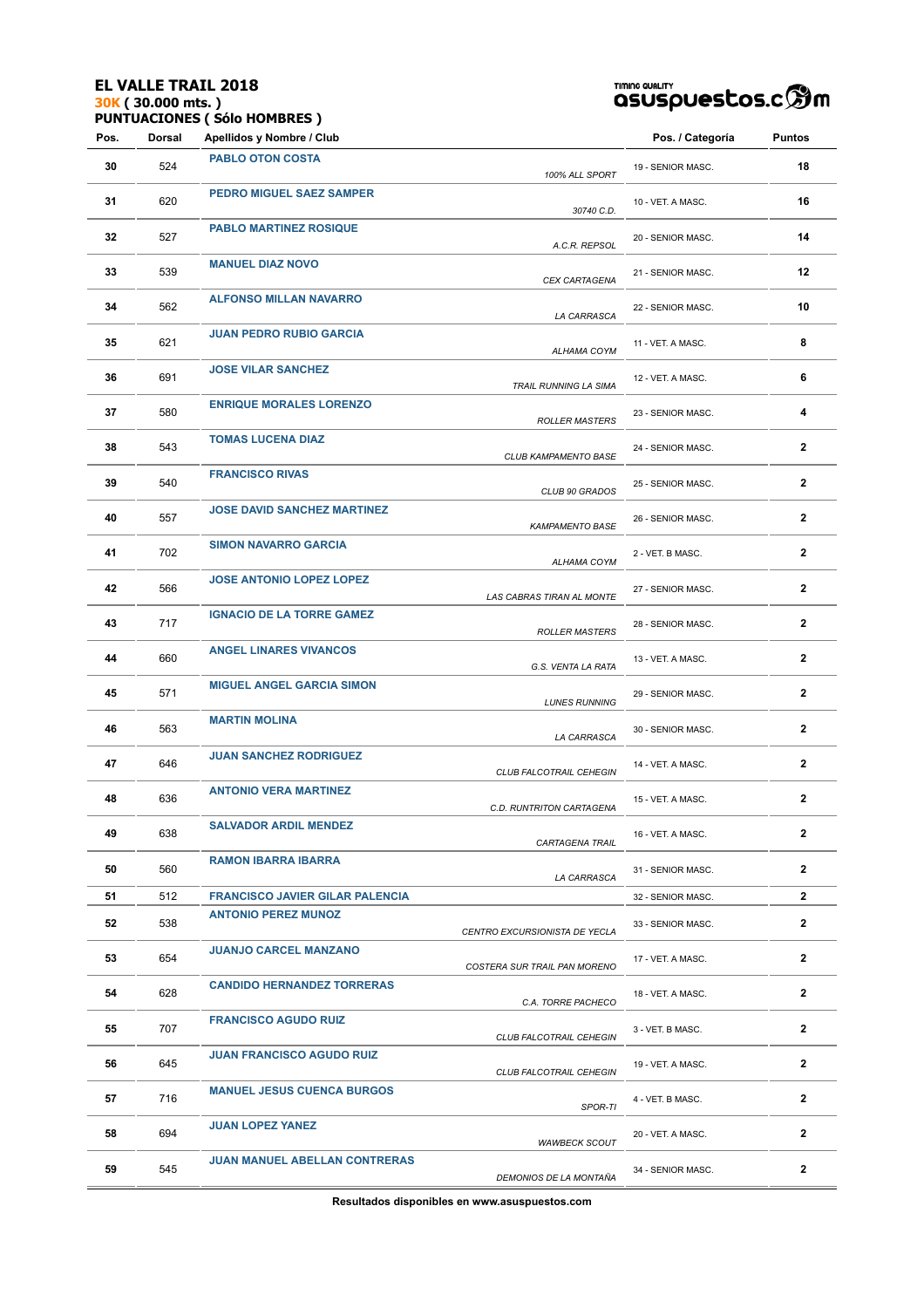**EL VALLE TRAIL 2018**
**30K ( 30.000 mts. )**
**PUNTUACIONES ( Sólo HOMBRES )**

| Pos. | Dorsal | Apellidos y Nombre / Club | Pos. / Categoría | Puntos |
|---|---|---|---|---|
| 30 | 524 | PABLO OTON COSTA<br>*100% ALL SPORT* | 19 - SENIOR MASC. | 18 |
| 31 | 620 | PEDRO MIGUEL SAEZ SAMPER<br>*30740 C.D.* | 10 - VET. A MASC. | 16 |
| 32 | 527 | PABLO MARTINEZ ROSIQUE<br>*A.C.R. REPSOL* | 20 - SENIOR MASC. | 14 |
| 33 | 539 | MANUEL DIAZ NOVO<br>*CEX CARTAGENA* | 21 - SENIOR MASC. | 12 |
| 34 | 562 | ALFONSO MILLAN NAVARRO<br>*LA CARRASCA* | 22 - SENIOR MASC. | 10 |
| 35 | 621 | JUAN PEDRO RUBIO GARCIA<br>*ALHAMA COYM* | 11 - VET. A MASC. | 8 |
| 36 | 691 | JOSE VILAR SANCHEZ<br>*TRAIL RUNNING LA SIMA* | 12 - VET. A MASC. | 6 |
| 37 | 580 | ENRIQUE MORALES LORENZO<br>*ROLLER MASTERS* | 23 - SENIOR MASC. | 4 |
| 38 | 543 | TOMAS LUCENA DIAZ<br>*CLUB KAMPAMENTO BASE* | 24 - SENIOR MASC. | 2 |
| 39 | 540 | FRANCISCO RIVAS<br>*CLUB 90 GRADOS* | 25 - SENIOR MASC. | 2 |
| 40 | 557 | JOSE DAVID SANCHEZ MARTINEZ<br>*KAMPAMENTO BASE* | 26 - SENIOR MASC. | 2 |
| 41 | 702 | SIMON NAVARRO GARCIA<br>*ALHAMA COYM* | 2 - VET. B MASC. | 2 |
| 42 | 566 | JOSE ANTONIO LOPEZ LOPEZ<br>*LAS CABRAS TIRAN AL MONTE* | 27 - SENIOR MASC. | 2 |
| 43 | 717 | IGNACIO DE LA TORRE GAMEZ<br>*ROLLER MASTERS* | 28 - SENIOR MASC. | 2 |
| 44 | 660 | ANGEL LINARES VIVANCOS<br>*G.S. VENTA LA RATA* | 13 - VET. A MASC. | 2 |
| 45 | 571 | MIGUEL ANGEL GARCIA SIMON<br>*LUNES RUNNING* | 29 - SENIOR MASC. | 2 |
| 46 | 563 | MARTIN MOLINA<br>*LA CARRASCA* | 30 - SENIOR MASC. | 2 |
| 47 | 646 | JUAN SANCHEZ RODRIGUEZ<br>*CLUB FALCOTRAIL CEHEGIN* | 14 - VET. A MASC. | 2 |
| 48 | 636 | ANTONIO VERA MARTINEZ<br>*C.D. RUNTRITON CARTAGENA* | 15 - VET. A MASC. | 2 |
| 49 | 638 | SALVADOR ARDIL MENDEZ<br>*CARTAGENA TRAIL* | 16 - VET. A MASC. | 2 |
| 50 | 560 | RAMON IBARRA IBARRA<br>*LA CARRASCA* | 31 - SENIOR MASC. | 2 |
| 51 | 512 | FRANCISCO JAVIER GILAR PALENCIA | 32 - SENIOR MASC. | 2 |
| 52 | 538 | ANTONIO PEREZ MUNOZ<br>*CENTRO EXCURSIONISTA DE YECLA* | 33 - SENIOR MASC. | 2 |
| 53 | 654 | JUANJO CARCEL MANZANO<br>*COSTERA SUR TRAIL PAN MORENO* | 17 - VET. A MASC. | 2 |
| 54 | 628 | CANDIDO HERNANDEZ TORRERAS<br>*C.A. TORRE PACHECO* | 18 - VET. A MASC. | 2 |
| 55 | 707 | FRANCISCO AGUDO RUIZ<br>*CLUB FALCOTRAIL CEHEGIN* | 3 - VET. B MASC. | 2 |
| 56 | 645 | JUAN FRANCISCO AGUDO RUIZ<br>*CLUB FALCOTRAIL CEHEGIN* | 19 - VET. A MASC. | 2 |
| 57 | 716 | MANUEL JESUS CUENCA BURGOS<br>*SPOR-TI* | 4 - VET. B MASC. | 2 |
| 58 | 694 | JUAN LOPEZ YANEZ<br>*WAWBECK SCOUT* | 20 - VET. A MASC. | 2 |
| 59 | 545 | JUAN MANUEL ABELLAN CONTRERAS<br>*DEMONIOS DE LA MONTAÑA* | 34 - SENIOR MASC. | 2 |

**Resultados disponibles en www.asuspuestos.com**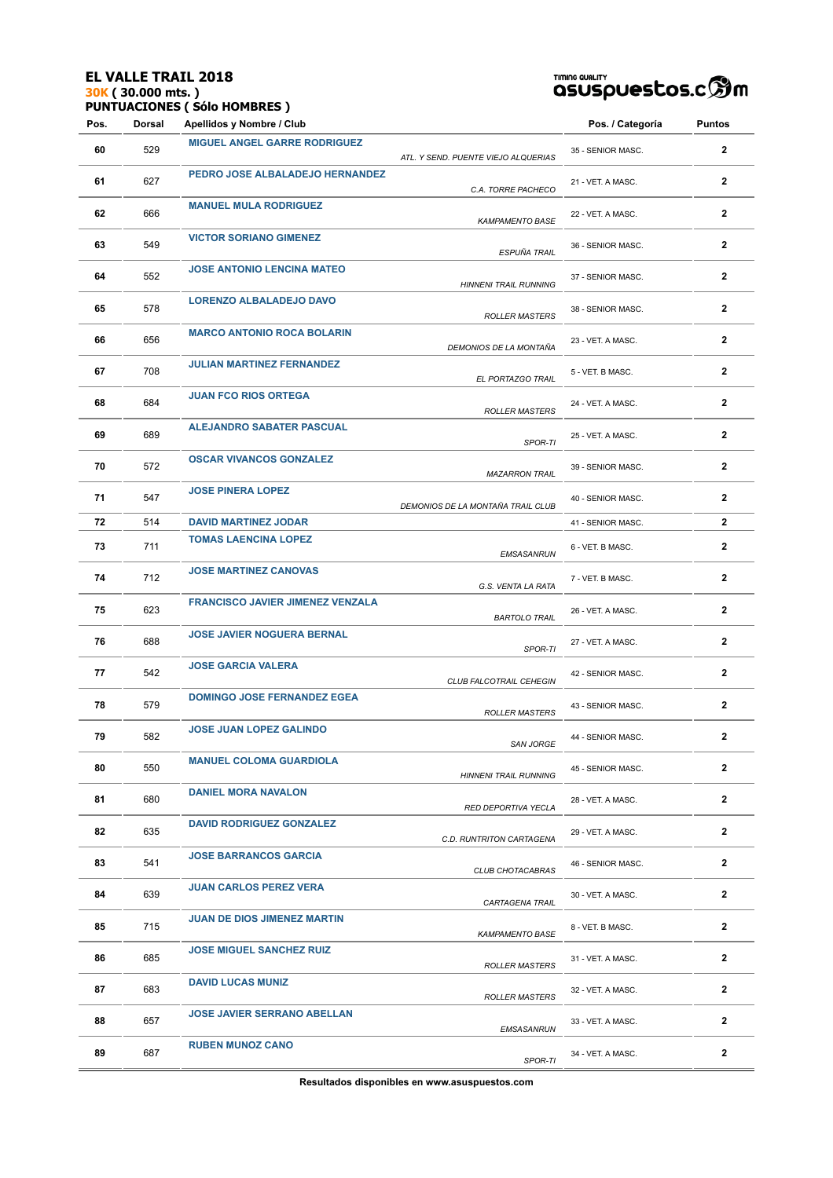# EL VALLE TRAIL 2018

**30K ( 30.000 mts. )**

**PUNTUACIONES ( Sólo HOMBRES )**

| Pos. | Dorsal | Apellidos y Nombre / Club | Pos. / Categoría | Puntos |
|---|---|---|---|---|
| 60 | 529 | **MIGUEL ANGEL GARRE RODRIGUEZ** *ATL. Y SEND. PUENTE VIEJO ALQUERIAS* | 35 - SENIOR MASC. | 2 |
| 61 | 627 | **PEDRO JOSE ALBALADEJO HERNANDEZ** *C.A. TORRE PACHECO* | 21 - VET. A MASC. | 2 |
| 62 | 666 | **MANUEL MULA RODRIGUEZ** *KAMPAMENTO BASE* | 22 - VET. A MASC. | 2 |
| 63 | 549 | **VICTOR SORIANO GIMENEZ** *ESPUÑA TRAIL* | 36 - SENIOR MASC. | 2 |
| 64 | 552 | **JOSE ANTONIO LENCINA MATEO** *HINNENI TRAIL RUNNING* | 37 - SENIOR MASC. | 2 |
| 65 | 578 | **LORENZO ALBALADEJO DAVO** *ROLLER MASTERS* | 38 - SENIOR MASC. | 2 |
| 66 | 656 | **MARCO ANTONIO ROCA BOLARIN** *DEMONIOS DE LA MONTAÑA* | 23 - VET. A MASC. | 2 |
| 67 | 708 | **JULIAN MARTINEZ FERNANDEZ** *EL PORTAZGO TRAIL* | 5 - VET. B MASC. | 2 |
| 68 | 684 | **JUAN FCO RIOS ORTEGA** *ROLLER MASTERS* | 24 - VET. A MASC. | 2 |
| 69 | 689 | **ALEJANDRO SABATER PASCUAL** *SPOR-TI* | 25 - VET. A MASC. | 2 |
| 70 | 572 | **OSCAR VIVANCOS GONZALEZ** *MAZARRON TRAIL* | 39 - SENIOR MASC. | 2 |
| 71 | 547 | **JOSE PINERA LOPEZ** *DEMONIOS DE LA MONTAÑA TRAIL CLUB* | 40 - SENIOR MASC. | 2 |
| 72 | 514 | **DAVID MARTINEZ JODAR** | 41 - SENIOR MASC. | 2 |
| 73 | 711 | **TOMAS LAENCINA LOPEZ** *EMSASANRUN* | 6 - VET. B MASC. | 2 |
| 74 | 712 | **JOSE MARTINEZ CANOVAS** *G.S. VENTA LA RATA* | 7 - VET. B MASC. | 2 |
| 75 | 623 | **FRANCISCO JAVIER JIMENEZ VENZALA** *BARTOLO TRAIL* | 26 - VET. A MASC. | 2 |
| 76 | 688 | **JOSE JAVIER NOGUERA BERNAL** *SPOR-TI* | 27 - VET. A MASC. | 2 |
| 77 | 542 | **JOSE GARCIA VALERA** *CLUB FALCOTRAIL CEHEGIN* | 42 - SENIOR MASC. | 2 |
| 78 | 579 | **DOMINGO JOSE FERNANDEZ EGEA** *ROLLER MASTERS* | 43 - SENIOR MASC. | 2 |
| 79 | 582 | **JOSE JUAN LOPEZ GALINDO** *SAN JORGE* | 44 - SENIOR MASC. | 2 |
| 80 | 550 | **MANUEL COLOMA GUARDIOLA** *HINNENI TRAIL RUNNING* | 45 - SENIOR MASC. | 2 |
| 81 | 680 | **DANIEL MORA NAVALON** *RED DEPORTIVA YECLA* | 28 - VET. A MASC. | 2 |
| 82 | 635 | **DAVID RODRIGUEZ GONZALEZ** *C.D. RUNTRITON CARTAGENA* | 29 - VET. A MASC. | 2 |
| 83 | 541 | **JOSE BARRANCOS GARCIA** *CLUB CHOTACABRAS* | 46 - SENIOR MASC. | 2 |
| 84 | 639 | **JUAN CARLOS PEREZ VERA** *CARTAGENA TRAIL* | 30 - VET. A MASC. | 2 |
| 85 | 715 | **JUAN DE DIOS JIMENEZ MARTIN** *KAMPAMENTO BASE* | 8 - VET. B MASC. | 2 |
| 86 | 685 | **JOSE MIGUEL SANCHEZ RUIZ** *ROLLER MASTERS* | 31 - VET. A MASC. | 2 |
| 87 | 683 | **DAVID LUCAS MUNIZ** *ROLLER MASTERS* | 32 - VET. A MASC. | 2 |
| 88 | 657 | **JOSE JAVIER SERRANO ABELLAN** *EMSASANRUN* | 33 - VET. A MASC. | 2 |
| 89 | 687 | **RUBEN MUNOZ CANO** *SPOR-TI* | 34 - VET. A MASC. | 2 |

**Resultados disponibles en www.asuspuestos.com**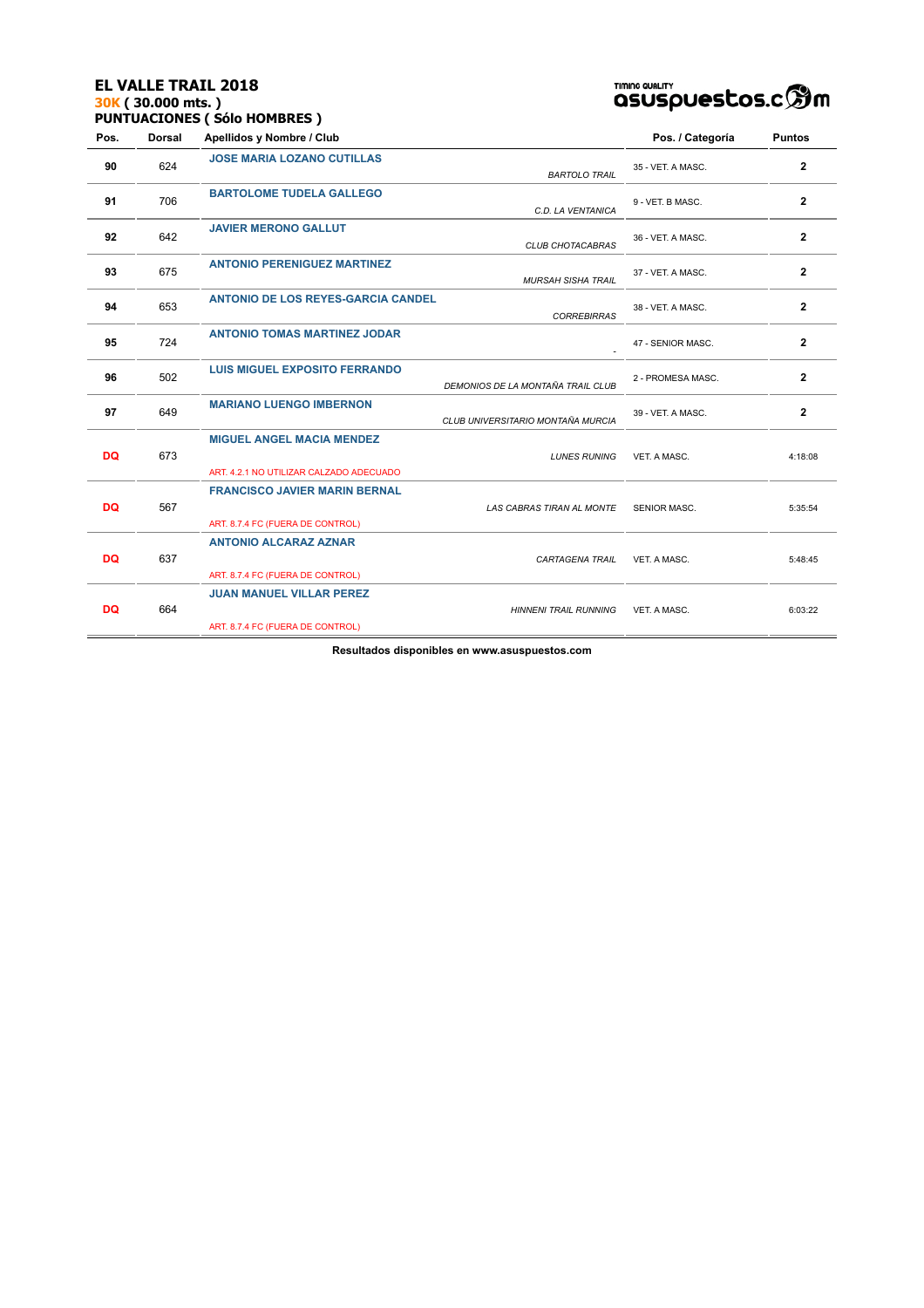# EL VALLE TRAIL 2018

**30K ( 30.000 mts. )**

**PUNTUACIONES ( Sólo HOMBRES )**

TIMING QUALITY asuspuestos.com

| Pos. | Dorsal | Apellidos y Nombre / Club | | Pos. / Categoría | Puntos |
|---|---|---|---|---|---|
| 90 | 624 | **JOSE MARIA LOZANO CUTILLAS** | *BARTOLO TRAIL* | 35 - VET. A MASC. | **2** |
| 91 | 706 | **BARTOLOME TUDELA GALLEGO** | *C.D. LA VENTANICA* | 9 - VET. B MASC. | **2** |
| 92 | 642 | **JAVIER MERONO GALLUT** | *CLUB CHOTACABRAS* | 36 - VET. A MASC. | **2** |
| 93 | 675 | **ANTONIO PERENIGUEZ MARTINEZ** | *MURSAH SISHA TRAIL* | 37 - VET. A MASC. | **2** |
| 94 | 653 | **ANTONIO DE LOS REYES-GARCIA CANDEL** | *CORREBIRRAS* | 38 - VET. A MASC. | **2** |
| 95 | 724 | **ANTONIO TOMAS MARTINEZ JODAR** | - | 47 - SENIOR MASC. | **2** |
| 96 | 502 | **LUIS MIGUEL EXPOSITO FERRANDO** | *DEMONIOS DE LA MONTAÑA TRAIL CLUB* | 2 - PROMESA MASC. | **2** |
| 97 | 649 | **MARIANO LUENGO IMBERNON** | *CLUB UNIVERSITARIO MONTAÑA MURCIA* | 39 - VET. A MASC. | **2** |
| **DQ** | 673 | **MIGUEL ANGEL MACIA MENDEZ** ART. 4.2.1 NO UTILIZAR CALZADO ADECUADO | *LUNES RUNING* | VET. A MASC. | 4:18:08 |
| **DQ** | 567 | **FRANCISCO JAVIER MARIN BERNAL** ART. 8.7.4 FC (FUERA DE CONTROL) | *LAS CABRAS TIRAN AL MONTE* | SENIOR MASC. | 5:35:54 |
| **DQ** | 637 | **ANTONIO ALCARAZ AZNAR** ART. 8.7.4 FC (FUERA DE CONTROL) | *CARTAGENA TRAIL* | VET. A MASC. | 5:48:45 |
| **DQ** | 664 | **JUAN MANUEL VILLAR PEREZ** ART. 8.7.4 FC (FUERA DE CONTROL) | *HINNENI TRAIL RUNNING* | VET. A MASC. | 6:03:22 |

**Resultados disponibles en www.asuspuestos.com**